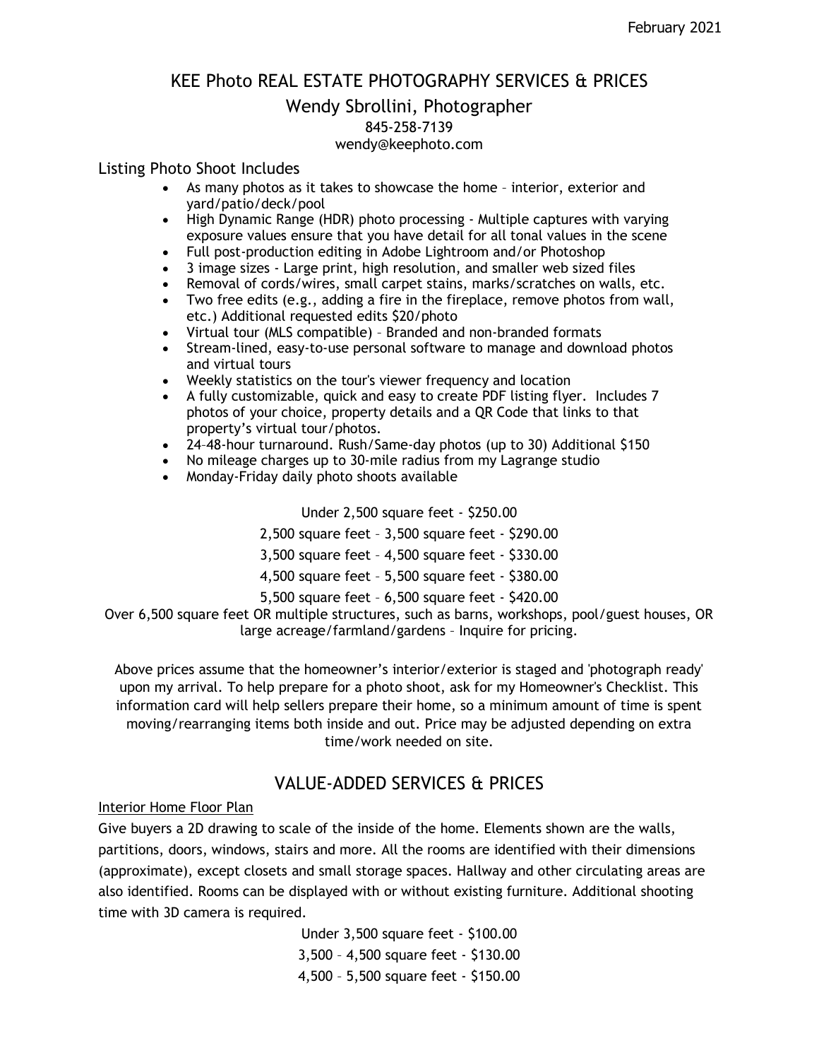February 2021

# KEE Photo REAL ESTATE PHOTOGRAPHY SERVICES & PRICES

Wendy Sbrollini, Photographer
845-258-7139
wendy@keephoto.com

## Listing Photo Shoot Includes

- As many photos as it takes to showcase the home – interior, exterior and yard/patio/deck/pool
- High Dynamic Range (HDR) photo processing - Multiple captures with varying exposure values ensure that you have detail for all tonal values in the scene
- Full post-production editing in Adobe Lightroom and/or Photoshop
- 3 image sizes - Large print, high resolution, and smaller web sized files
- Removal of cords/wires, small carpet stains, marks/scratches on walls, etc.
- Two free edits (e.g., adding a fire in the fireplace, remove photos from wall, etc.) Additional requested edits $20/photo
- Virtual tour (MLS compatible) – Branded and non-branded formats
- Stream-lined, easy-to-use personal software to manage and download photos and virtual tours
- Weekly statistics on the tour's viewer frequency and location
- A fully customizable, quick and easy to create PDF listing flyer. Includes 7 photos of your choice, property details and a QR Code that links to that property's virtual tour/photos.
- 24–48-hour turnaround. Rush/Same-day photos (up to 30) Additional $150
- No mileage charges up to 30-mile radius from my Lagrange studio
- Monday-Friday daily photo shoots available

Under 2,500 square feet - $250.00

2,500 square feet – 3,500 square feet - $290.00

3,500 square feet – 4,500 square feet - $330.00

4,500 square feet – 5,500 square feet - $380.00

5,500 square feet – 6,500 square feet - $420.00

Over 6,500 square feet OR multiple structures, such as barns, workshops, pool/guest houses, OR large acreage/farmland/gardens – Inquire for pricing.

Above prices assume that the homeowner's interior/exterior is staged and 'photograph ready' upon my arrival. To help prepare for a photo shoot, ask for my Homeowner's Checklist. This information card will help sellers prepare their home, so a minimum amount of time is spent moving/rearranging items both inside and out. Price may be adjusted depending on extra time/work needed on site.

## VALUE-ADDED SERVICES & PRICES

### Interior Home Floor Plan

Give buyers a 2D drawing to scale of the inside of the home. Elements shown are the walls, partitions, doors, windows, stairs and more. All the rooms are identified with their dimensions (approximate), except closets and small storage spaces. Hallway and other circulating areas are also identified. Rooms can be displayed with or without existing furniture. Additional shooting time with 3D camera is required.

Under 3,500 square feet - $100.00

3,500 – 4,500 square feet - $130.00

4,500 – 5,500 square feet - $150.00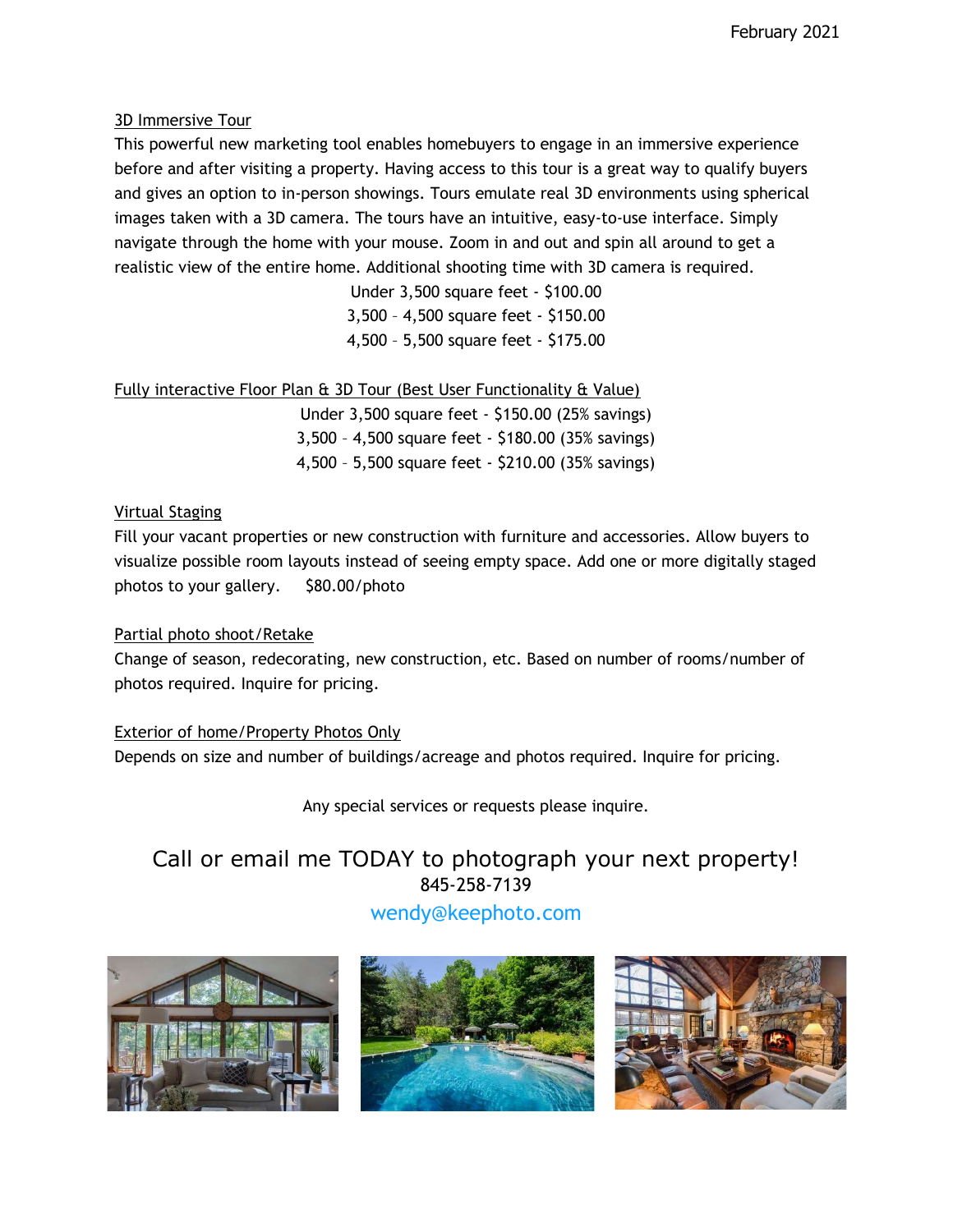February 2021

## 3D Immersive Tour

This powerful new marketing tool enables homebuyers to engage in an immersive experience before and after visiting a property. Having access to this tour is a great way to qualify buyers and gives an option to in-person showings. Tours emulate real 3D environments using spherical images taken with a 3D camera. The tours have an intuitive, easy-to-use interface. Simply navigate through the home with your mouse. Zoom in and out and spin all around to get a realistic view of the entire home. Additional shooting time with 3D camera is required.

Under 3,500 square feet - $100.00
3,500 – 4,500 square feet - $150.00
4,500 – 5,500 square feet - $175.00

## Fully interactive Floor Plan & 3D Tour (Best User Functionality & Value)

Under 3,500 square feet - $150.00 (25% savings)
3,500 – 4,500 square feet - $180.00 (35% savings)
4,500 – 5,500 square feet - $210.00 (35% savings)

## Virtual Staging

Fill your vacant properties or new construction with furniture and accessories. Allow buyers to visualize possible room layouts instead of seeing empty space. Add one or more digitally staged photos to your gallery. $80.00/photo

## Partial photo shoot/Retake

Change of season, redecorating, new construction, etc. Based on number of rooms/number of photos required. Inquire for pricing.

## Exterior of home/Property Photos Only

Depends on size and number of buildings/acreage and photos required. Inquire for pricing.

Any special services or requests please inquire.

**Call or email me TODAY to photograph your next property!**
845-258-7139
wendy@keephoto.com